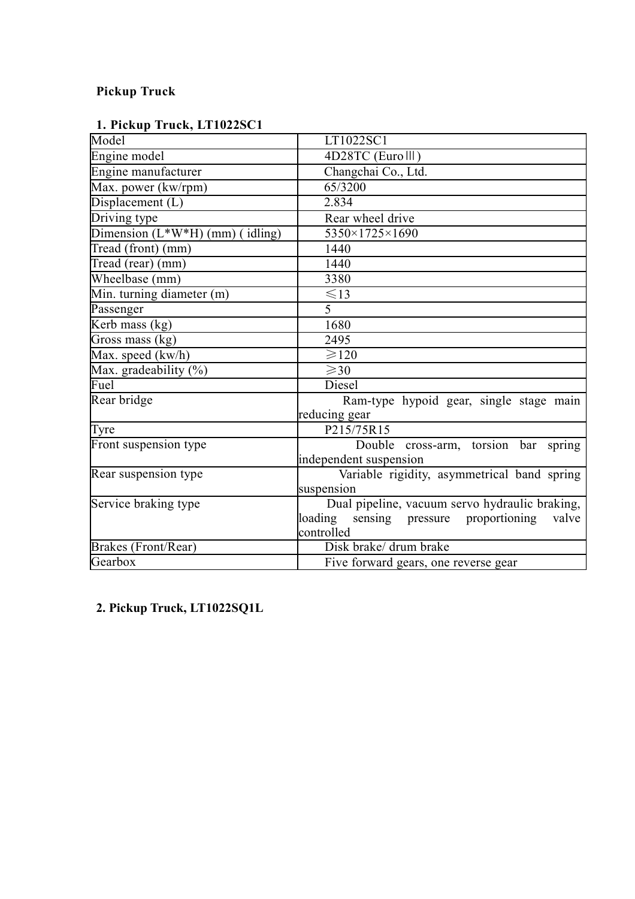**Pickup Truck**

**1. Pickup Truck, LT1022SC1**

| Model | LT1022SC1 |
|---|---|
| Engine model | 4D28TC (EuroⅢ) |
| Engine manufacturer | Changchai Co., Ltd. |
| Max. power (kw/rpm) | 65/3200 |
| Displacement (L) | 2.834 |
| Driving type | Rear wheel drive |
| Dimension (L*W*H) (mm) ( idling) | 5350×1725×1690 |
| Tread (front) (mm) | 1440 |
| Tread (rear) (mm) | 1440 |
| Wheelbase (mm) | 3380 |
| Min. turning diameter (m) | ≤13 |
| Passenger | 5 |
| Kerb mass (kg) | 1680 |
| Gross mass (kg) | 2495 |
| Max. speed (kw/h) | ≥120 |
| Max. gradeability (%) | ≥30 |
| Fuel | Diesel |
| Rear bridge | Ram-type hypoid gear, single stage main reducing gear |
| Tyre | P215/75R15 |
| Front suspension type | Double cross-arm, torsion bar spring independent suspension |
| Rear suspension type | Variable rigidity, asymmetrical band spring suspension |
| Service braking type | Dual pipeline, vacuum servo hydraulic braking, loading sensing pressure proportioning valve controlled |
| Brakes (Front/Rear) | Disk brake/ drum brake |
| Gearbox | Five forward gears, one reverse gear |

**2. Pickup Truck, LT1022SQ1L**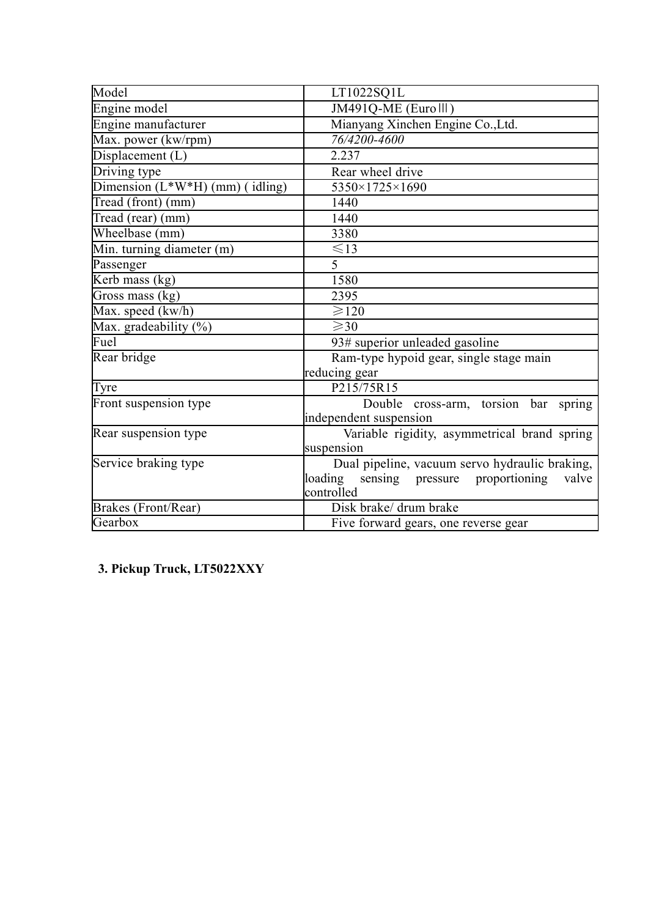| Model | LT1022SQ1L |
|---|---|
| Engine model | JM491Q-ME (EuroⅢ) |
| Engine manufacturer | Mianyang Xinchen Engine Co.,Ltd. |
| Max. power (kw/rpm) | *76/4200-4600* |
| Displacement (L) | 2.237 |
| Driving type | Rear wheel drive |
| Dimension (L*W*H) (mm) ( idling) | 5350×1725×1690 |
| Tread (front) (mm) | 1440 |
| Tread (rear) (mm) | 1440 |
| Wheelbase (mm) | 3380 |
| Min. turning diameter (m) | ≤13 |
| Passenger | 5 |
| Kerb mass (kg) | 1580 |
| Gross mass (kg) | 2395 |
| Max. speed (kw/h) | ≥120 |
| Max. gradeability (%) | ≥30 |
| Fuel | 93# superior unleaded gasoline |
| Rear bridge | Ram-type hypoid gear, single stage main reducing gear |
| Tyre | P215/75R15 |
| Front suspension type | Double cross-arm, torsion bar spring independent suspension |
| Rear suspension type | Variable rigidity, asymmetrical brand spring suspension |
| Service braking type | Dual pipeline, vacuum servo hydraulic braking, loading sensing pressure proportioning valve controlled |
| Brakes (Front/Rear) | Disk brake/ drum brake |
| Gearbox | Five forward gears, one reverse gear |

**3. Pickup Truck, LT5022XXY**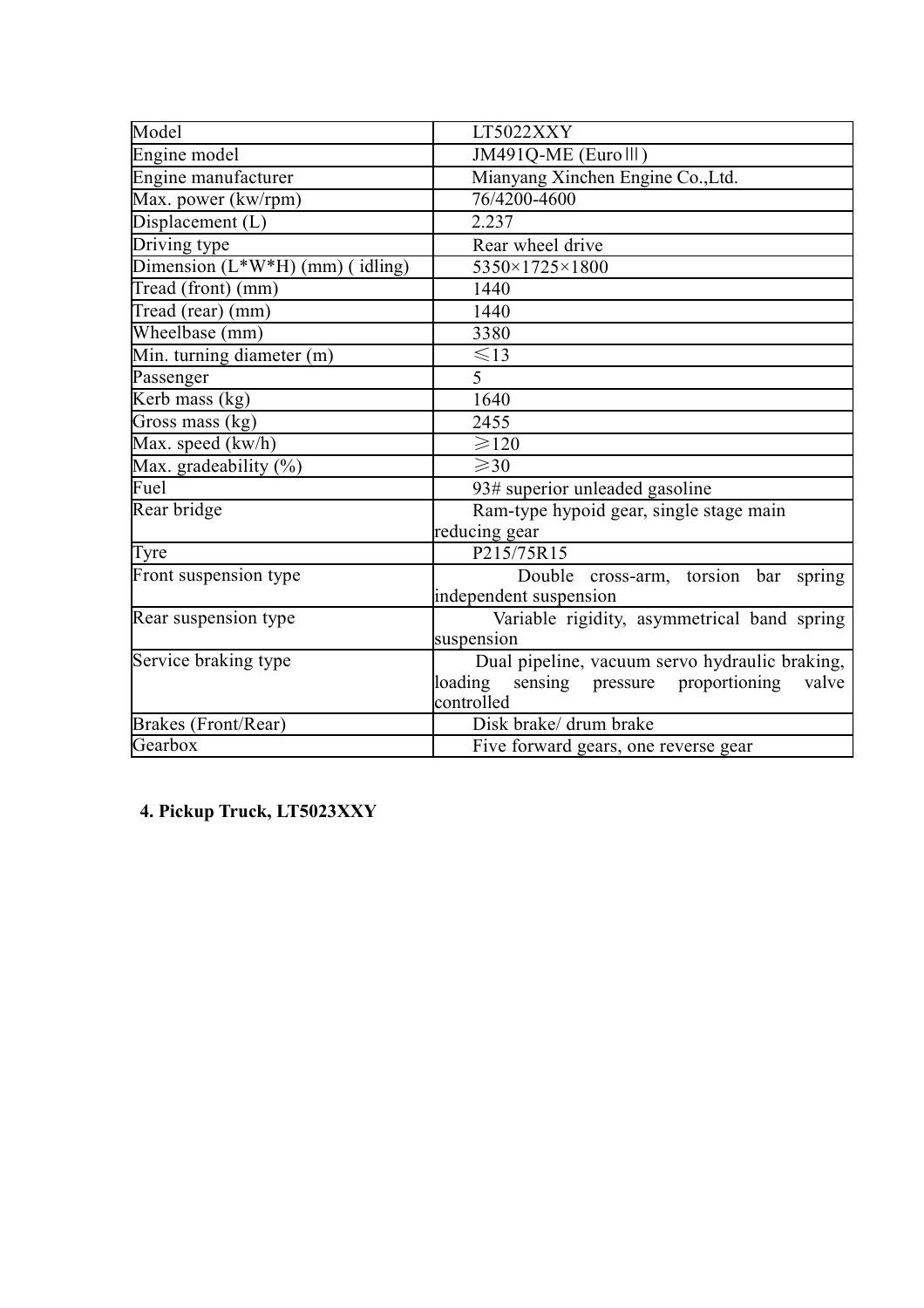| Model | LT5022XXY |
|---|---|
| Engine model | JM491Q-ME (EuroⅢ) |
| Engine manufacturer | Mianyang Xinchen Engine Co.,Ltd. |
| Max. power (kw/rpm) | 76/4200-4600 |
| Displacement (L) | 2.237 |
| Driving type | Rear wheel drive |
| Dimension (L*W*H) (mm) ( idling) | 5350×1725×1800 |
| Tread (front) (mm) | 1440 |
| Tread (rear) (mm) | 1440 |
| Wheelbase (mm) | 3380 |
| Min. turning diameter (m) | ≤13 |
| Passenger | 5 |
| Kerb mass (kg) | 1640 |
| Gross mass (kg) | 2455 |
| Max. speed (kw/h) | ≥120 |
| Max. gradeability (%) | ≥30 |
| Fuel | 93# superior unleaded gasoline |
| Rear bridge | Ram-type hypoid gear, single stage main reducing gear |
| Tyre | P215/75R15 |
| Front suspension type | Double cross-arm, torsion bar spring independent suspension |
| Rear suspension type | Variable rigidity, asymmetrical band spring suspension |
| Service braking type | Dual pipeline, vacuum servo hydraulic braking, loading sensing pressure proportioning valve controlled |
| Brakes (Front/Rear) | Disk brake/ drum brake |
| Gearbox | Five forward gears, one reverse gear |

**4. Pickup Truck, LT5023XXY**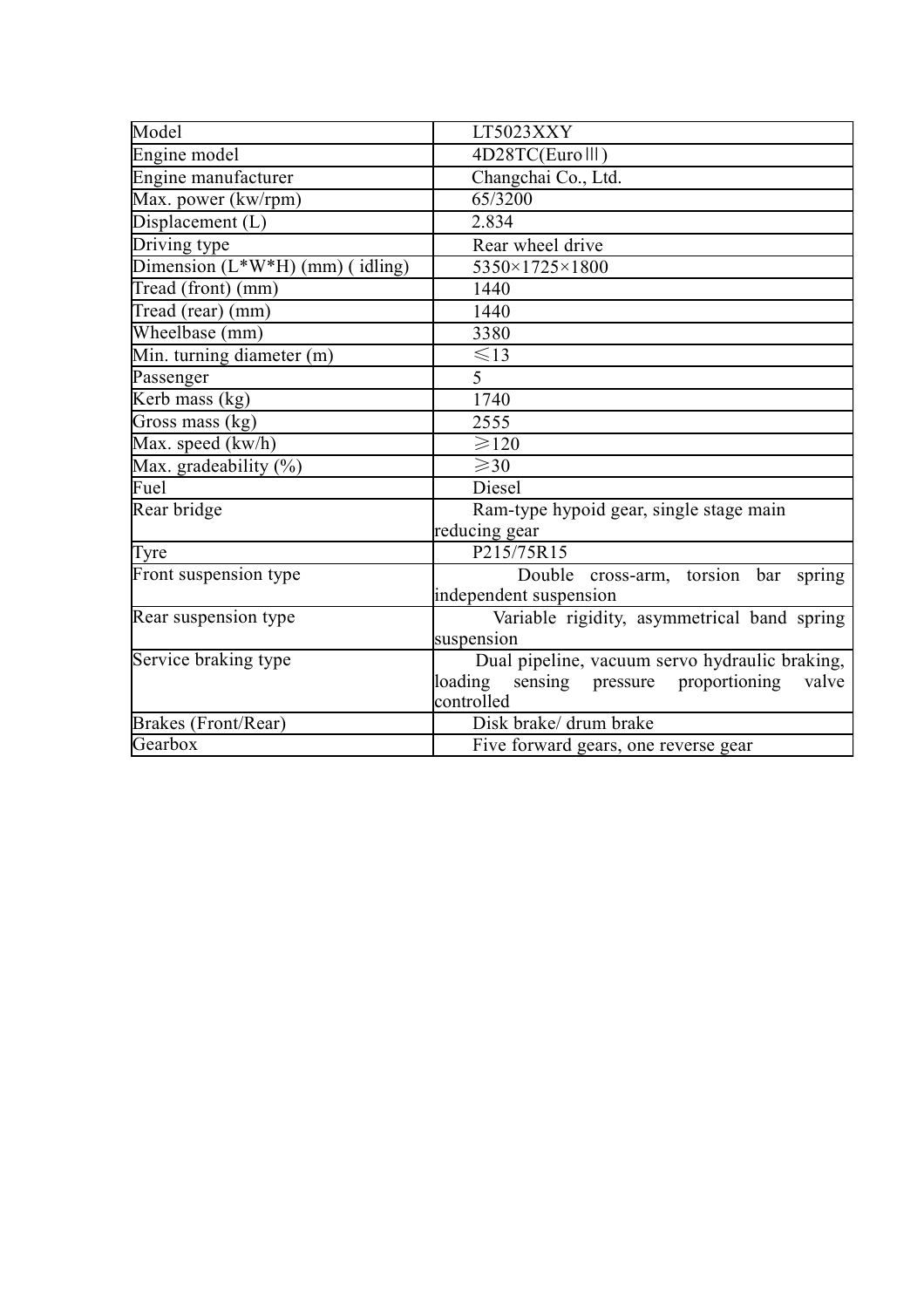| | |
|---|---|
| Model | LT5023XXY |
| Engine model | 4D28TC(EuroⅢ) |
| Engine manufacturer | Changchai Co., Ltd. |
| Max. power (kw/rpm) | 65/3200 |
| Displacement (L) | 2.834 |
| Driving type | Rear wheel drive |
| Dimension (L*W*H) (mm) ( idling) | 5350×1725×1800 |
| Tread (front) (mm) | 1440 |
| Tread (rear) (mm) | 1440 |
| Wheelbase (mm) | 3380 |
| Min. turning diameter (m) | ≤13 |
| Passenger | 5 |
| Kerb mass (kg) | 1740 |
| Gross mass (kg) | 2555 |
| Max. speed (kw/h) | ≥120 |
| Max. gradeability (%) | ≥30 |
| Fuel | Diesel |
| Rear bridge | Ram-type hypoid gear, single stage main reducing gear |
| Tyre | P215/75R15 |
| Front suspension type | Double cross-arm, torsion bar spring independent suspension |
| Rear suspension type | Variable rigidity, asymmetrical band spring suspension |
| Service braking type | Dual pipeline, vacuum servo hydraulic braking, loading sensing pressure proportioning valve controlled |
| Brakes (Front/Rear) | Disk brake/ drum brake |
| Gearbox | Five forward gears, one reverse gear |